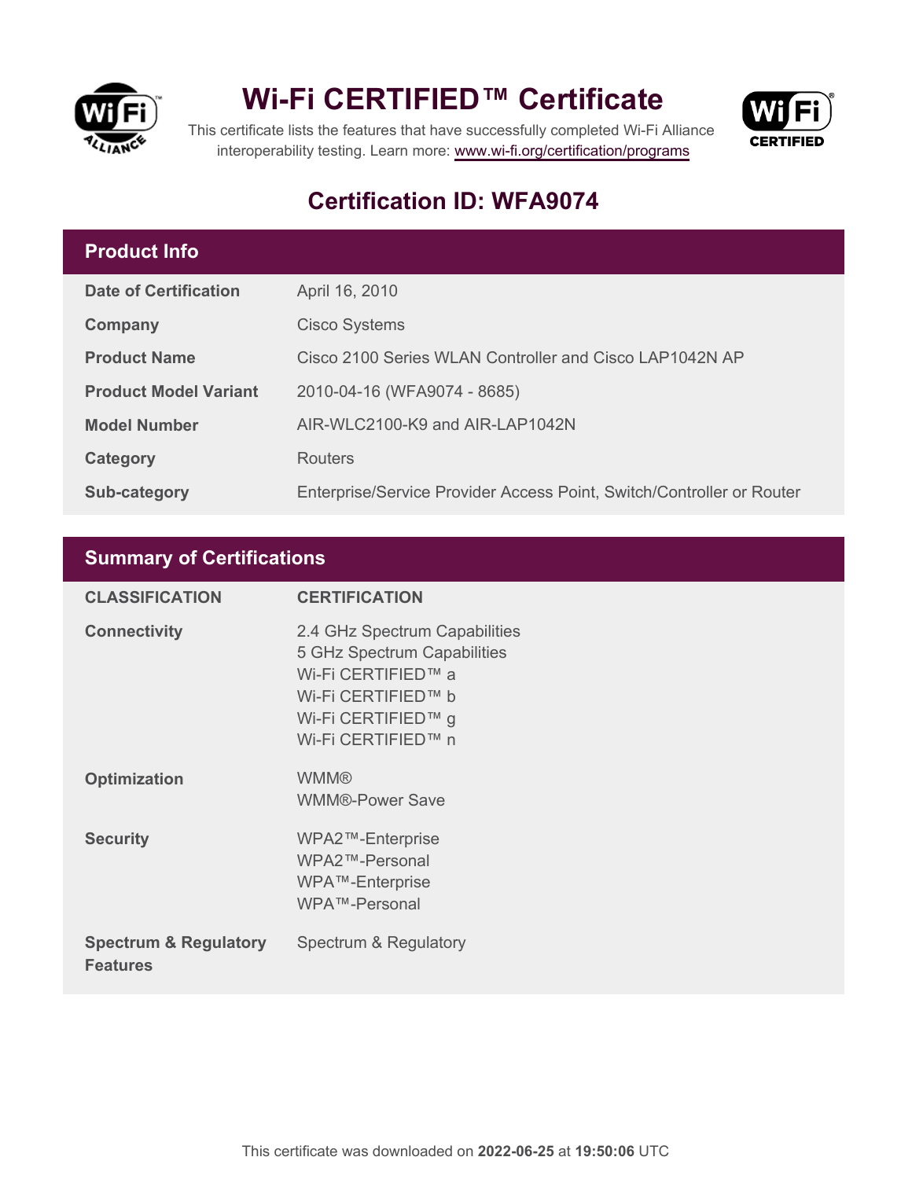# Wi-Fi CERTIFIED™ Certificate

This certificate lists the features that have successfully completed Wi-Fi Alliance interoperability testing. Learn more: www.wi-fi.org/certification/programs

## Certification ID: WFA9074

### Product Info

| | |
|---|---|
| **Date of Certification** | April 16, 2010 |
| **Company** | Cisco Systems |
| **Product Name** | Cisco 2100 Series WLAN Controller and Cisco LAP1042N AP |
| **Product Model Variant** | 2010-04-16 (WFA9074 - 8685) |
| **Model Number** | AIR-WLC2100-K9 and AIR-LAP1042N |
| **Category** | Routers |
| **Sub-category** | Enterprise/Service Provider Access Point, Switch/Controller or Router |

### Summary of Certifications

| CLASSIFICATION | CERTIFICATION |
|---|---|
| **Connectivity** | 2.4 GHz Spectrum Capabilities<br>5 GHz Spectrum Capabilities<br>Wi-Fi CERTIFIED™ a<br>Wi-Fi CERTIFIED™ b<br>Wi-Fi CERTIFIED™ g<br>Wi-Fi CERTIFIED™ n |
| **Optimization** | WMM®<br>WMM®-Power Save |
| **Security** | WPA2™-Enterprise<br>WPA2™-Personal<br>WPA™-Enterprise<br>WPA™-Personal |
| **Spectrum & Regulatory Features** | Spectrum & Regulatory |

This certificate was downloaded on **2022-06-25** at **19:50:06** UTC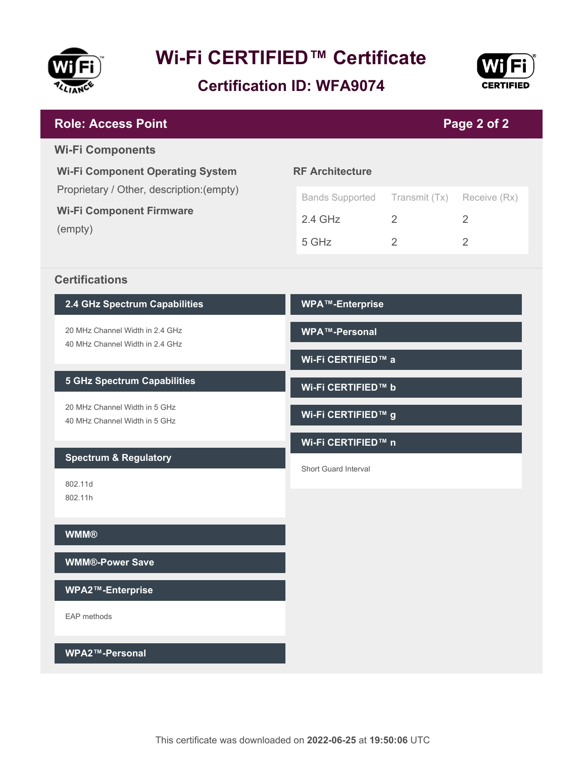# Wi-Fi CERTIFIED™ Certificate

## Certification ID: WFA9074

**Role: Access Point**

### Wi-Fi Components

**Wi-Fi Component Operating System**

Proprietary / Other, description:(empty)

**Wi-Fi Component Firmware**

(empty)

**RF Architecture**

| Bands Supported | Transmit (Tx) | Receive (Rx) |
|---|---|---|
| 2.4 GHz | 2 | 2 |
| 5 GHz | 2 | 2 |

### Certifications

**2.4 GHz Spectrum Capabilities**

- 20 MHz Channel Width in 2.4 GHz
- 40 MHz Channel Width in 2.4 GHz

**5 GHz Spectrum Capabilities**

- 20 MHz Channel Width in 5 GHz
- 40 MHz Channel Width in 5 GHz

**Spectrum & Regulatory**

- 802.11d
- 802.11h

**WMM®**

**WMM®-Power Save**

**WPA2™-Enterprise**

- EAP methods

**WPA2™-Personal**

**WPA™-Enterprise**

**WPA™-Personal**

**Wi-Fi CERTIFIED™ a**

**Wi-Fi CERTIFIED™ b**

**Wi-Fi CERTIFIED™ g**

**Wi-Fi CERTIFIED™ n**

- Short Guard Interval

This certificate was downloaded on **2022-06-25** at **19:50:06** UTC